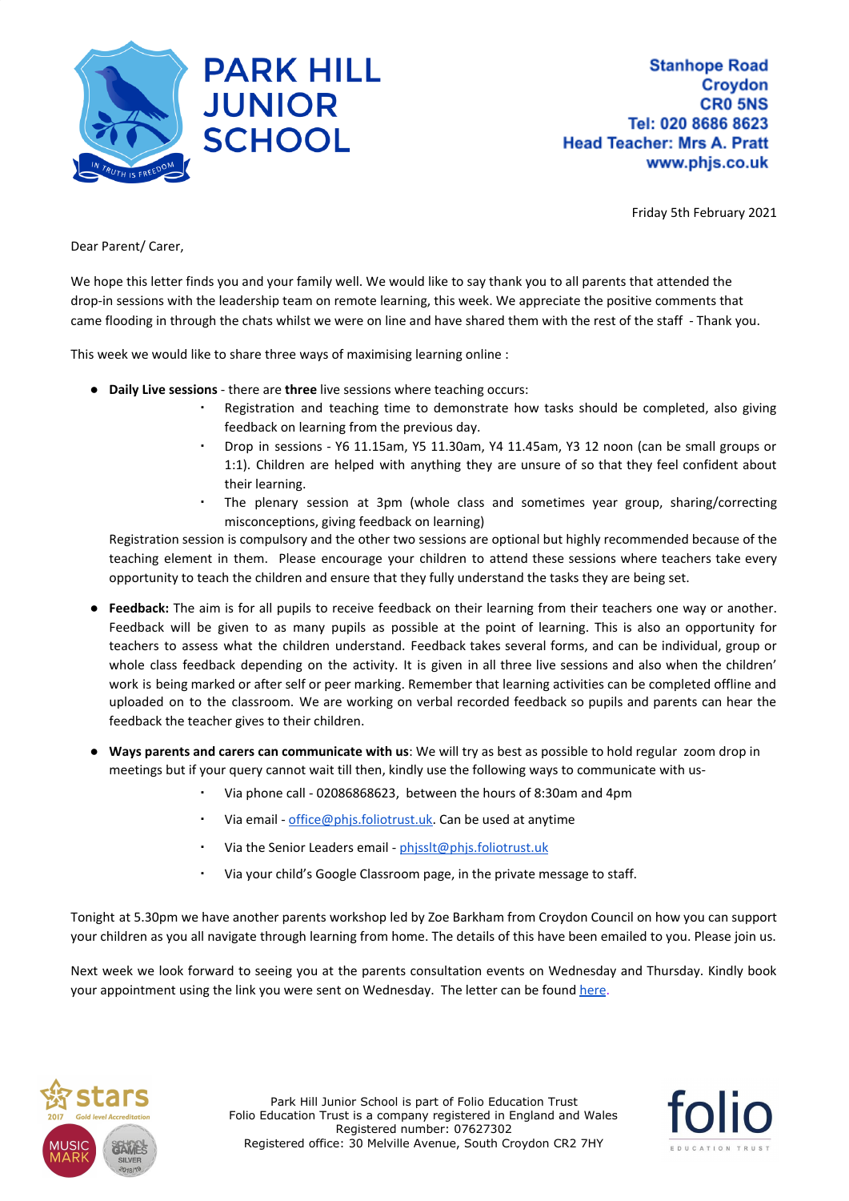# PARK HILL JUNIOR SCHOOL

Stanhope Road
Croydon
CR0 5NS
Tel: 020 8686 8623
Head Teacher: Mrs A. Pratt
www.phjs.co.uk

Friday 5th February 2021

Dear Parent/ Carer,

We hope this letter finds you and your family well. We would like to say thank you to all parents that attended the drop-in sessions with the leadership team on remote learning, this week. We appreciate the positive comments that came flooding in through the chats whilst we were on line and have shared them with the rest of the staff - Thank you.

This week we would like to share three ways of maximising learning online :

- **Daily Live sessions** - there are **three** live sessions where teaching occurs:
  - Registration and teaching time to demonstrate how tasks should be completed, also giving feedback on learning from the previous day.
  - Drop in sessions - Y6 11.15am, Y5 11.30am, Y4 11.45am, Y3 12 noon (can be small groups or 1:1). Children are helped with anything they are unsure of so that they feel confident about their learning.
  - The plenary session at 3pm (whole class and sometimes year group, sharing/correcting misconceptions, giving feedback on learning)

  Registration session is compulsory and the other two sessions are optional but highly recommended because of the teaching element in them. Please encourage your children to attend these sessions where teachers take every opportunity to teach the children and ensure that they fully understand the tasks they are being set.

- **Feedback:** The aim is for all pupils to receive feedback on their learning from their teachers one way or another. Feedback will be given to as many pupils as possible at the point of learning. This is also an opportunity for teachers to assess what the children understand. Feedback takes several forms, and can be individual, group or whole class feedback depending on the activity. It is given in all three live sessions and also when the children' work is being marked or after self or peer marking. Remember that learning activities can be completed offline and uploaded on to the classroom. We are working on verbal recorded feedback so pupils and parents can hear the feedback the teacher gives to their children.

- **Ways parents and carers can communicate with us**: We will try as best as possible to hold regular zoom drop in meetings but if your query cannot wait till then, kindly use the following ways to communicate with us-
  - Via phone call - 02086868623, between the hours of 8:30am and 4pm
  - Via email - office@phjs.foliotrust.uk. Can be used at anytime
  - Via the Senior Leaders email - phjsslt@phjs.foliotrust.uk
  - Via your child's Google Classroom page, in the private message to staff.

Tonight at 5.30pm we have another parents workshop led by Zoe Barkham from Croydon Council on how you can support your children as you all navigate through learning from home. The details of this have been emailed to you. Please join us.

Next week we look forward to seeing you at the parents consultation events on Wednesday and Thursday. Kindly book your appointment using the link you were sent on Wednesday. The letter can be found here.

Park Hill Junior School is part of Folio Education Trust
Folio Education Trust is a company registered in England and Wales
Registered number: 07627302
Registered office: 30 Melville Avenue, South Croydon CR2 7HY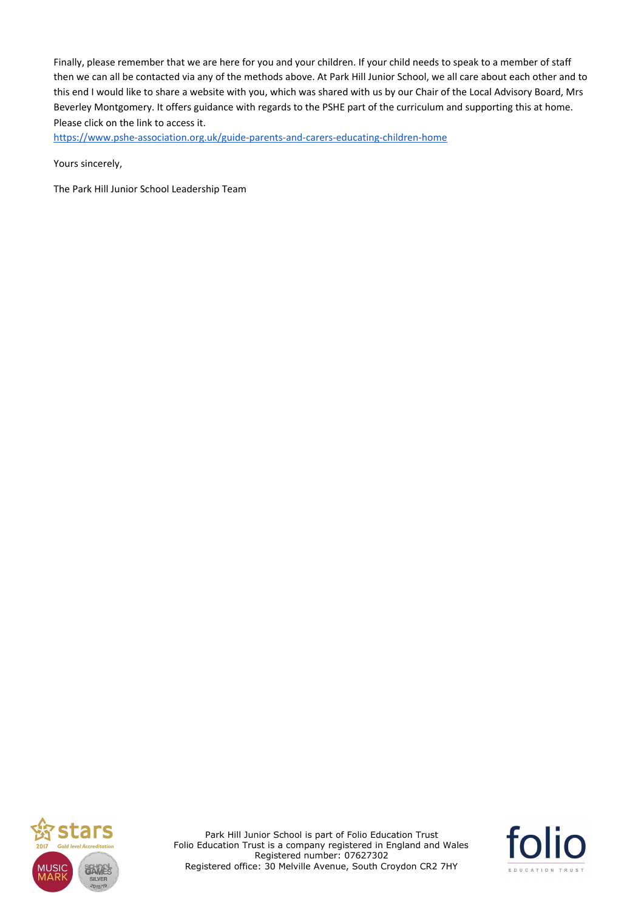Finally, please remember that we are here for you and your children. If your child needs to speak to a member of staff then we can all be contacted via any of the methods above. At Park Hill Junior School, we all care about each other and to this end I would like to share a website with you, which was shared with us by our Chair of the Local Advisory Board, Mrs Beverley Montgomery. It offers guidance with regards to the PSHE part of the curriculum and supporting this at home. Please click on the link to access it.

https://www.pshe-association.org.uk/guide-parents-and-carers-educating-children-home

Yours sincerely,

The Park Hill Junior School Leadership Team

Park Hill Junior School is part of Folio Education Trust
Folio Education Trust is a company registered in England and Wales
Registered number: 07627302
Registered office: 30 Melville Avenue, South Croydon CR2 7HY